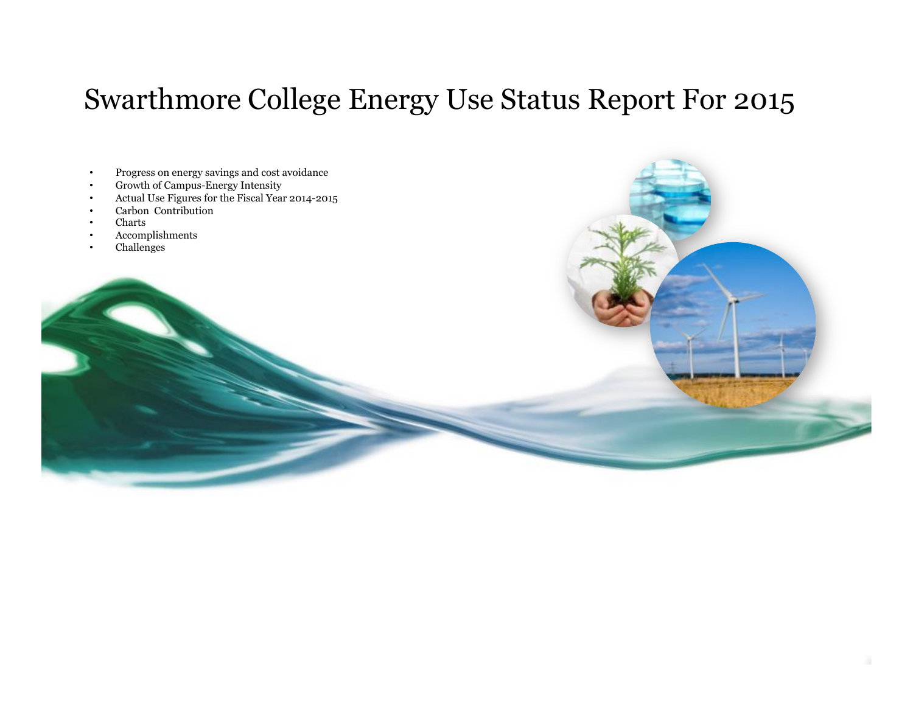# Swarthmore College Energy Use Status Report For 2015

- Progress on energy savings and cost avoidance
- Growth of Campus-Energy Intensity
- Actual Use Figures for the Fiscal Year 2014-2015
- Carbon Contribution
- Charts
- Accomplishments
- Challenges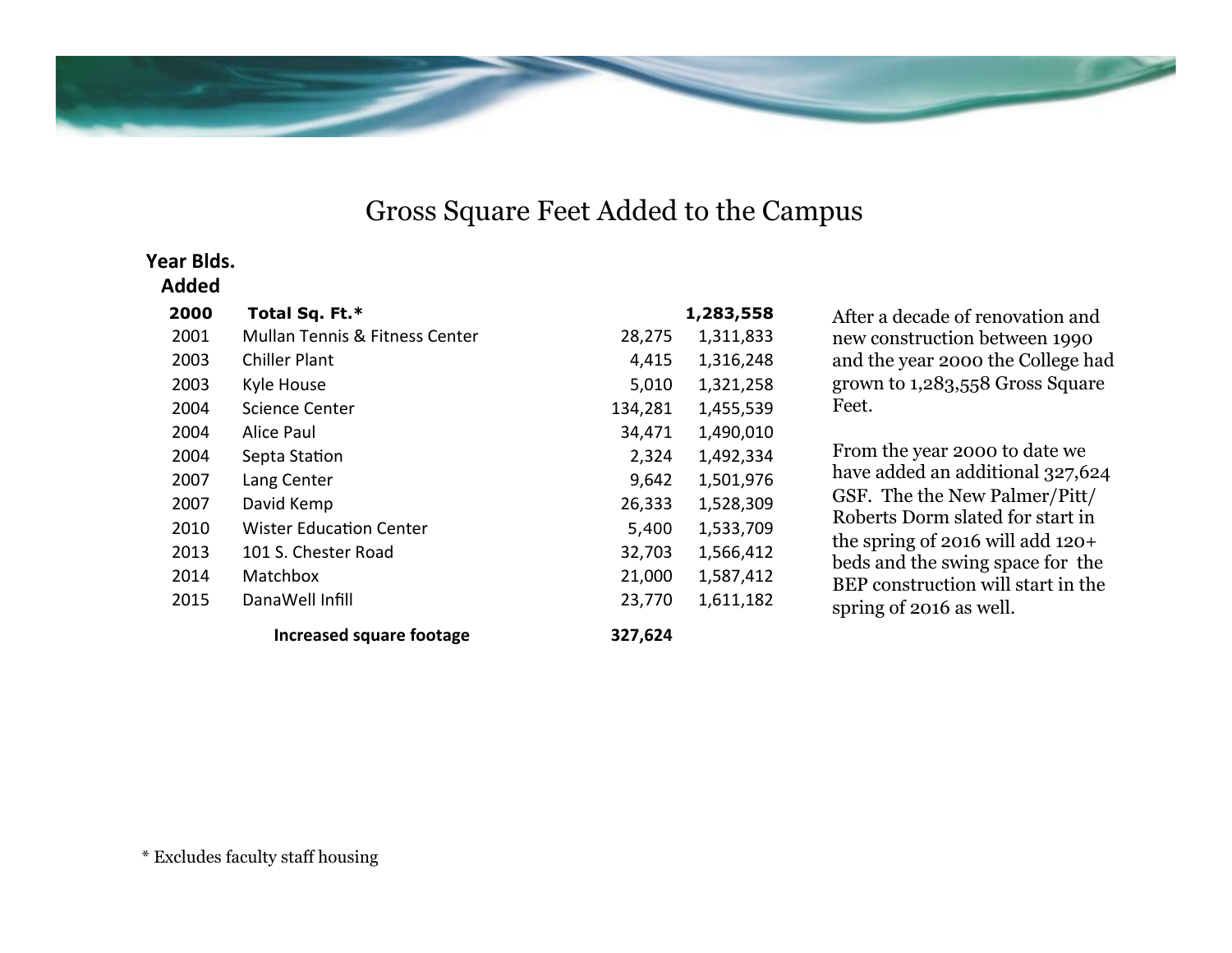# Gross Square Feet Added to the Campus

| Year Blds. Added | | | |
|---|---|---|---|
| **2000** | **Total Sq. Ft.*** | | **1,283,558** |
| 2001 | Mullan Tennis & Fitness Center | 28,275 | 1,311,833 |
| 2003 | Chiller Plant | 4,415 | 1,316,248 |
| 2003 | Kyle House | 5,010 | 1,321,258 |
| 2004 | Science Center | 134,281 | 1,455,539 |
| 2004 | Alice Paul | 34,471 | 1,490,010 |
| 2004 | Septa Station | 2,324 | 1,492,334 |
| 2007 | Lang Center | 9,642 | 1,501,976 |
| 2007 | David Kemp | 26,333 | 1,528,309 |
| 2010 | Wister Education Center | 5,400 | 1,533,709 |
| 2013 | 101 S. Chester Road | 32,703 | 1,566,412 |
| 2014 | Matchbox | 21,000 | 1,587,412 |
| 2015 | DanaWell Infill | 23,770 | 1,611,182 |
| | **Increased square footage** | **327,624** | |

After a decade of renovation and new construction between 1990 and the year 2000 the College had grown to 1,283,558 Gross Square Feet.

From the year 2000 to date we have added an additional 327,624 GSF. The the New Palmer/Pitt/Roberts Dorm slated for start in the spring of 2016 will add 120+ beds and the swing space for the BEP construction will start in the spring of 2016 as well.

* Excludes faculty staff housing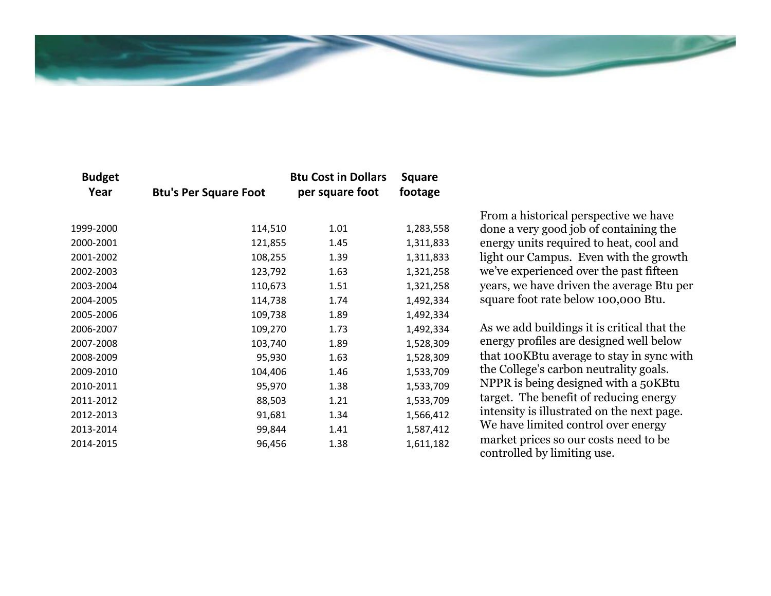| Budget Year | Btu's Per Square Foot | Btu Cost in Dollars per square foot | Square footage |
|---|---|---|---|
| 1999-2000 | 114,510 | 1.01 | 1,283,558 |
| 2000-2001 | 121,855 | 1.45 | 1,311,833 |
| 2001-2002 | 108,255 | 1.39 | 1,311,833 |
| 2002-2003 | 123,792 | 1.63 | 1,321,258 |
| 2003-2004 | 110,673 | 1.51 | 1,321,258 |
| 2004-2005 | 114,738 | 1.74 | 1,492,334 |
| 2005-2006 | 109,738 | 1.89 | 1,492,334 |
| 2006-2007 | 109,270 | 1.73 | 1,492,334 |
| 2007-2008 | 103,740 | 1.89 | 1,528,309 |
| 2008-2009 | 95,930 | 1.63 | 1,528,309 |
| 2009-2010 | 104,406 | 1.46 | 1,533,709 |
| 2010-2011 | 95,970 | 1.38 | 1,533,709 |
| 2011-2012 | 88,503 | 1.21 | 1,533,709 |
| 2012-2013 | 91,681 | 1.34 | 1,566,412 |
| 2013-2014 | 99,844 | 1.41 | 1,587,412 |
| 2014-2015 | 96,456 | 1.38 | 1,611,182 |

From a historical perspective we have done a very good job of containing the energy units required to heat, cool and light our Campus. Even with the growth we've experienced over the past fifteen years, we have driven the average Btu per square foot rate below 100,000 Btu.

As we add buildings it is critical that the energy profiles are designed well below that 100KBtu average to stay in sync with the College's carbon neutrality goals. NPPR is being designed with a 50KBtu target. The benefit of reducing energy intensity is illustrated on the next page. We have limited control over energy market prices so our costs need to be controlled by limiting use.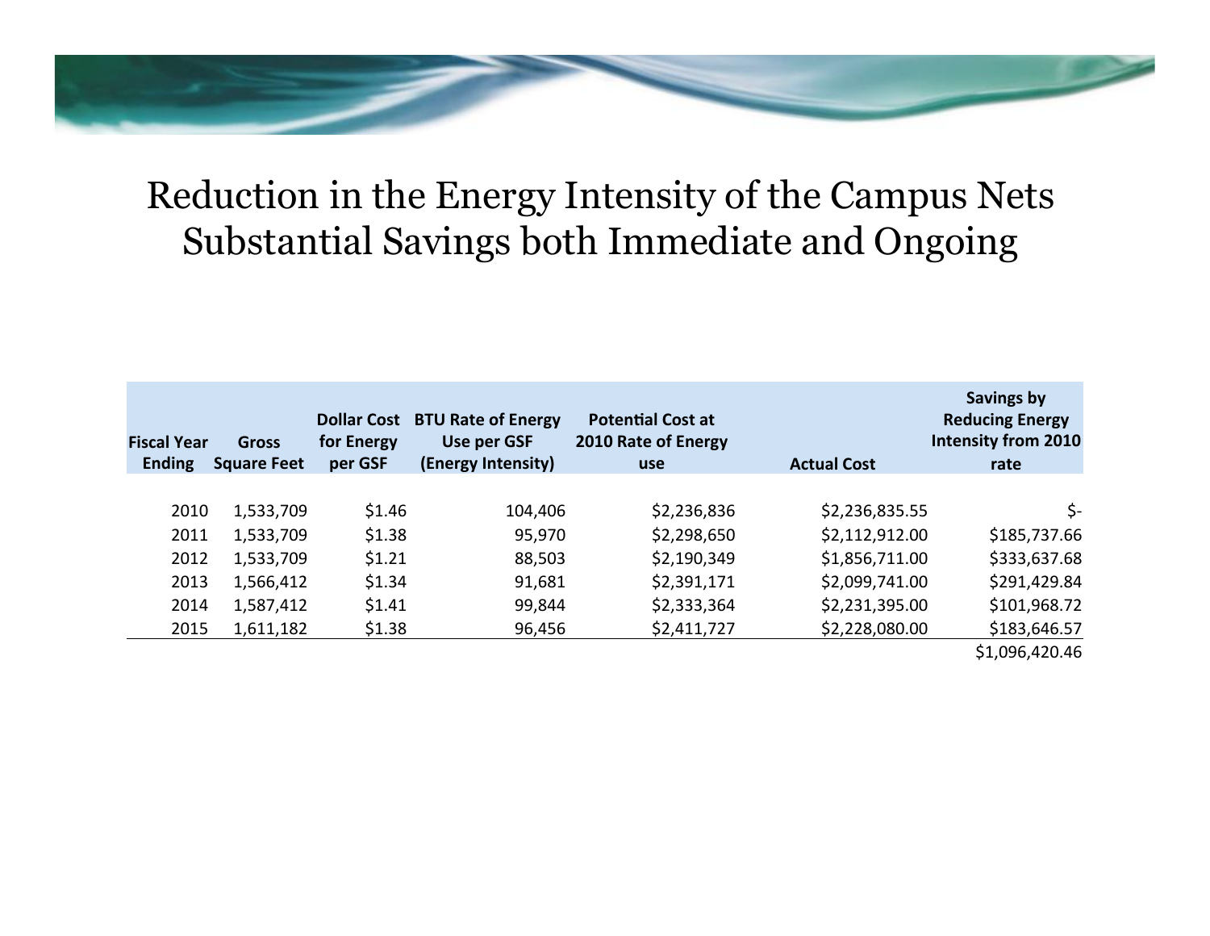# Reduction in the Energy Intensity of the Campus Nets Substantial Savings both Immediate and Ongoing

| Fiscal Year Ending | Gross Square Feet | Dollar Cost for Energy per GSF | BTU Rate of Energy Use per GSF (Energy Intensity) | Potential Cost at 2010 Rate of Energy use | Actual Cost | Savings by Reducing Energy Intensity from 2010 rate |
|---|---|---|---|---|---|---|
| 2010 | 1,533,709 | $1.46 | 104,406 | $2,236,836 | $2,236,835.55 | $- |
| 2011 | 1,533,709 | $1.38 | 95,970 | $2,298,650 | $2,112,912.00 | $185,737.66 |
| 2012 | 1,533,709 | $1.21 | 88,503 | $2,190,349 | $1,856,711.00 | $333,637.68 |
| 2013 | 1,566,412 | $1.34 | 91,681 | $2,391,171 | $2,099,741.00 | $291,429.84 |
| 2014 | 1,587,412 | $1.41 | 99,844 | $2,333,364 | $2,231,395.00 | $101,968.72 |
| 2015 | 1,611,182 | $1.38 | 96,456 | $2,411,727 | $2,228,080.00 | $183,646.57 |
| | | | | | | $1,096,420.46 |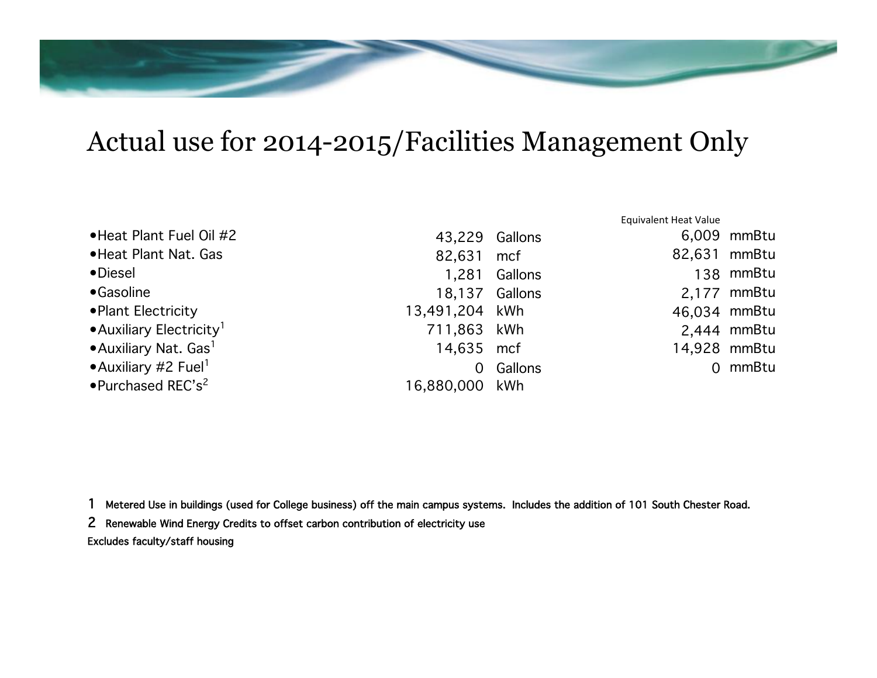# Actual use for 2014-2015/Facilities Management Only

| Item | Quantity | Unit | Equivalent Heat Value | Unit |
|---|---|---|---|---|
| Heat Plant Fuel Oil #2 | 43,229 | Gallons | 6,009 | mmBtu |
| Heat Plant Nat. Gas | 82,631 | mcf | 82,631 | mmBtu |
| Diesel | 1,281 | Gallons | 138 | mmBtu |
| Gasoline | 18,137 | Gallons | 2,177 | mmBtu |
| Plant Electricity | 13,491,204 | kWh | 46,034 | mmBtu |
| Auxiliary Electricity[1] | 711,863 | kWh | 2,444 | mmBtu |
| Auxiliary Nat. Gas[1] | 14,635 | mcf | 14,928 | mmBtu |
| Auxiliary #2 Fuel[1] | 0 | Gallons | 0 | mmBtu |
| Purchased REC's[2] | 16,880,000 | kWh | | |

1 Metered Use in buildings (used for College business) off the main campus systems. Includes the addition of 101 South Chester Road.

2 Renewable Wind Energy Credits to offset carbon contribution of electricity use

Excludes faculty/staff housing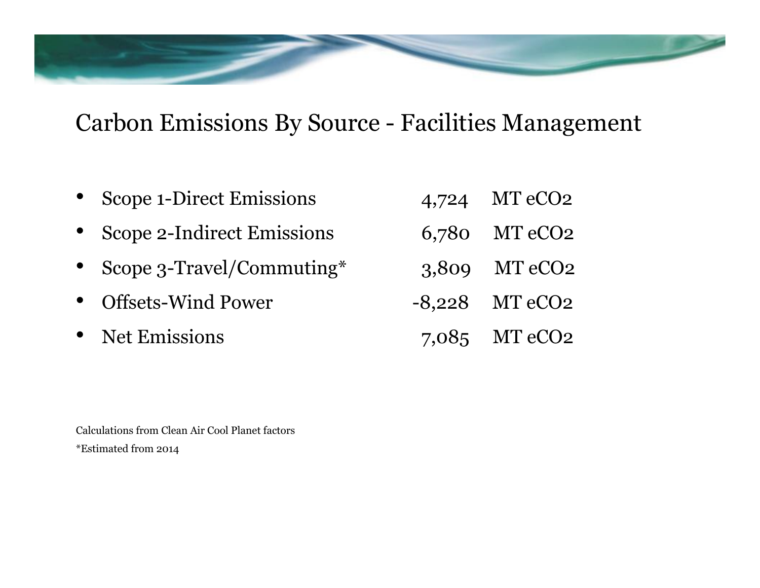# Carbon Emissions By Source - Facilities Management

- Scope 1-Direct Emissions 4,724 MT eCO2
- Scope 2-Indirect Emissions 6,780 MT eCO2
- Scope 3-Travel/Commuting* 3,809 MT eCO2
- Offsets-Wind Power -8,228 MT eCO2
- Net Emissions 7,085 MT eCO2

Calculations from Clean Air Cool Planet factors

*Estimated from 2014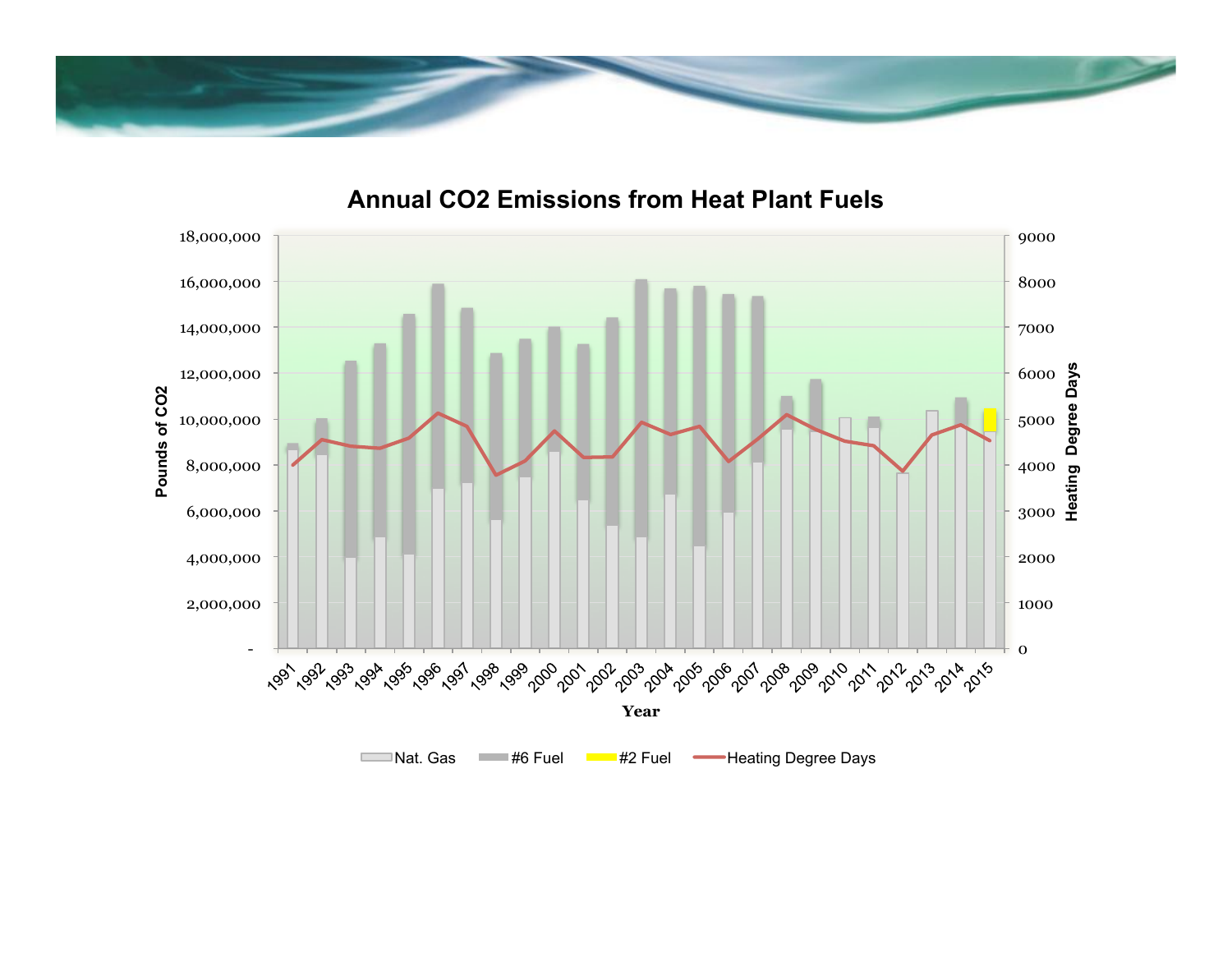# Annual CO2 Emissions from Heat Plant Fuels

Pounds of CO2: -, 2,000,000, 4,000,000, 6,000,000, 8,000,000, 10,000,000, 12,000,000, 14,000,000, 16,000,000, 18,000,000

Heating Degree Days: 0, 1000, 2000, 3000, 4000, 5000, 6000, 7000, 8000, 9000

Year: 1991, 1992, 1993, 1994, 1995, 1996, 1997, 1998, 1999, 2000, 2001, 2002, 2003, 2004, 2005, 2006, 2007, 2008, 2009, 2010, 2011, 2012, 2013, 2014, 2015

Nat. Gas | #6 Fuel | #2 Fuel | Heating Degree Days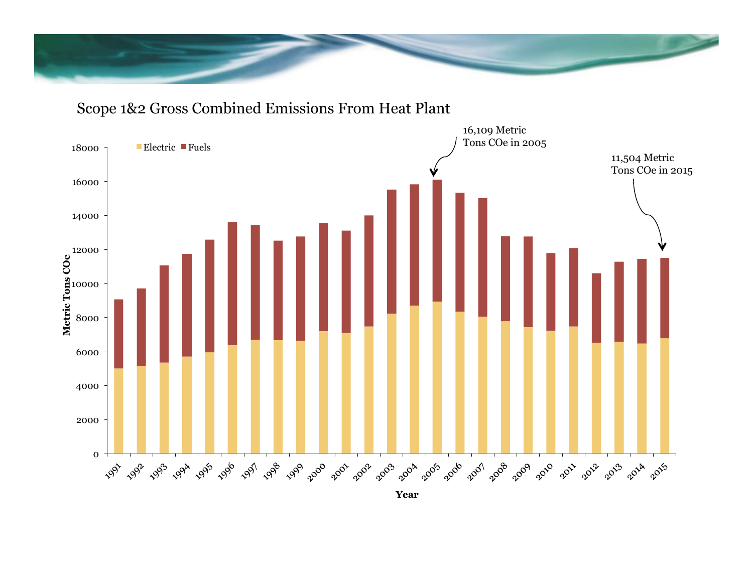## Scope 1&2 Gross Combined Emissions From Heat Plant

Electric ■ Fuels ■

16,109 Metric Tons COe in 2005

11,504 Metric Tons COe in 2015

Metric Tons COe (0–18000)

Year (1991–2015)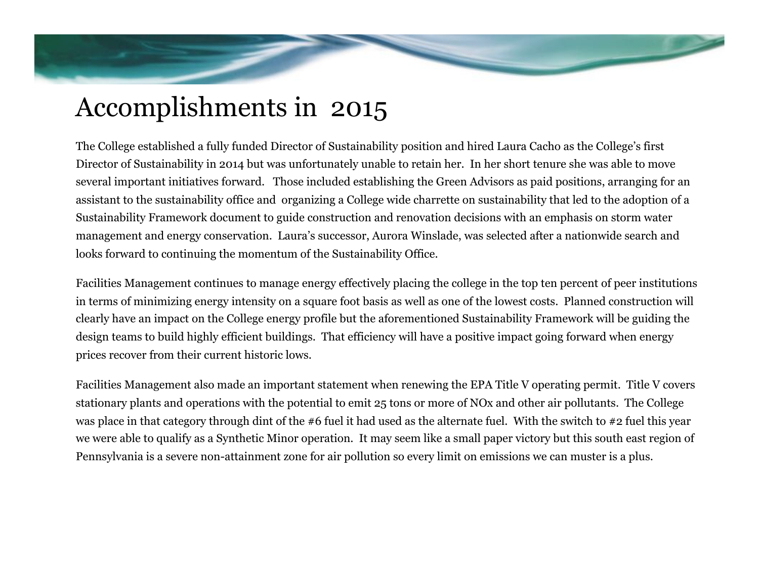# Accomplishments in 2015

The College established a fully funded Director of Sustainability position and hired Laura Cacho as the College's first Director of Sustainability in 2014 but was unfortunately unable to retain her. In her short tenure she was able to move several important initiatives forward. Those included establishing the Green Advisors as paid positions, arranging for an assistant to the sustainability office and organizing a College wide charrette on sustainability that led to the adoption of a Sustainability Framework document to guide construction and renovation decisions with an emphasis on storm water management and energy conservation. Laura's successor, Aurora Winslade, was selected after a nationwide search and looks forward to continuing the momentum of the Sustainability Office.

Facilities Management continues to manage energy effectively placing the college in the top ten percent of peer institutions in terms of minimizing energy intensity on a square foot basis as well as one of the lowest costs. Planned construction will clearly have an impact on the College energy profile but the aforementioned Sustainability Framework will be guiding the design teams to build highly efficient buildings. That efficiency will have a positive impact going forward when energy prices recover from their current historic lows.

Facilities Management also made an important statement when renewing the EPA Title V operating permit. Title V covers stationary plants and operations with the potential to emit 25 tons or more of NOx and other air pollutants. The College was place in that category through dint of the #6 fuel it had used as the alternate fuel. With the switch to #2 fuel this year we were able to qualify as a Synthetic Minor operation. It may seem like a small paper victory but this south east region of Pennsylvania is a severe non-attainment zone for air pollution so every limit on emissions we can muster is a plus.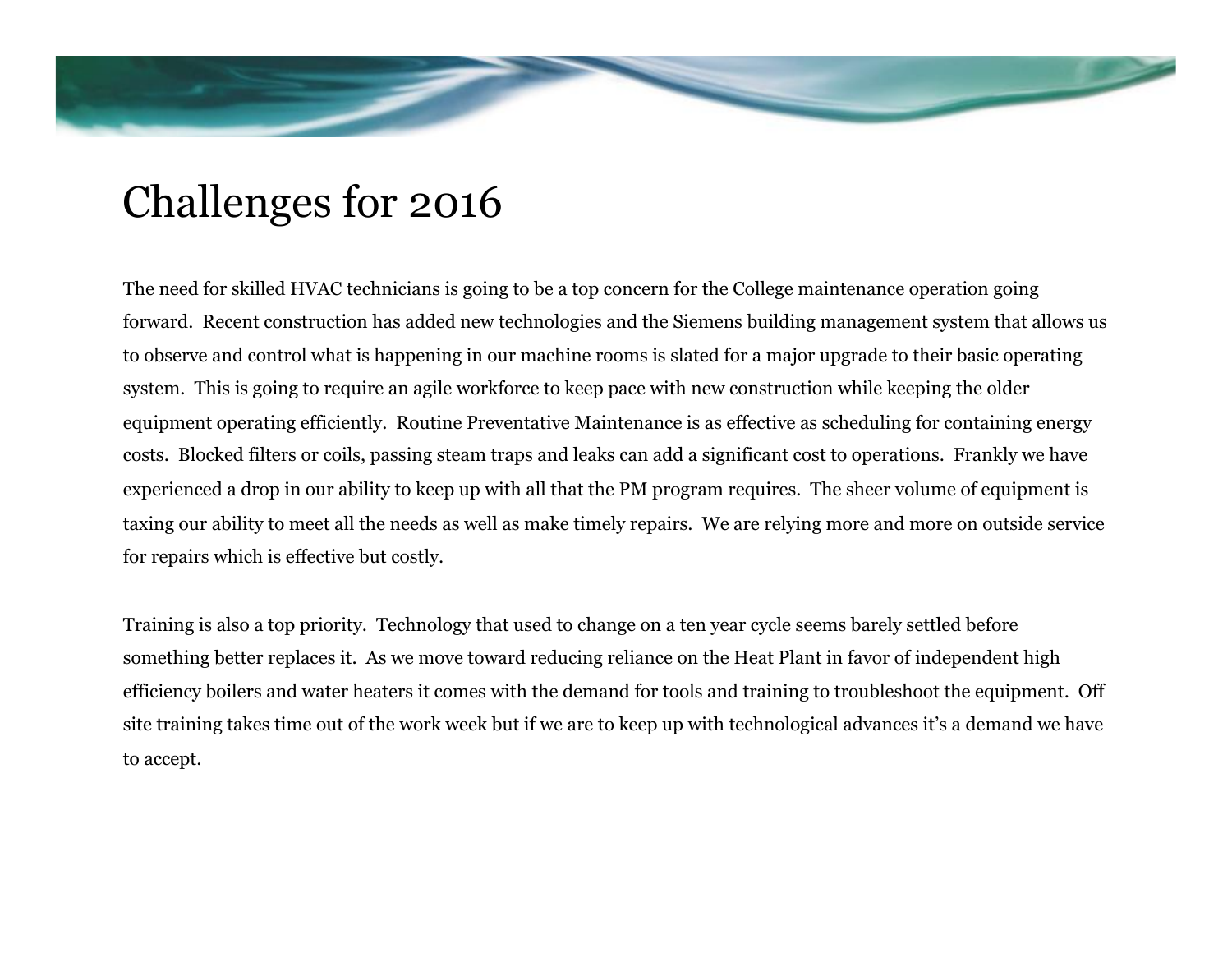# Challenges for 2016

The need for skilled HVAC technicians is going to be a top concern for the College maintenance operation going forward. Recent construction has added new technologies and the Siemens building management system that allows us to observe and control what is happening in our machine rooms is slated for a major upgrade to their basic operating system. This is going to require an agile workforce to keep pace with new construction while keeping the older equipment operating efficiently. Routine Preventative Maintenance is as effective as scheduling for containing energy costs. Blocked filters or coils, passing steam traps and leaks can add a significant cost to operations. Frankly we have experienced a drop in our ability to keep up with all that the PM program requires. The sheer volume of equipment is taxing our ability to meet all the needs as well as make timely repairs. We are relying more and more on outside service for repairs which is effective but costly.

Training is also a top priority. Technology that used to change on a ten year cycle seems barely settled before something better replaces it. As we move toward reducing reliance on the Heat Plant in favor of independent high efficiency boilers and water heaters it comes with the demand for tools and training to troubleshoot the equipment. Off site training takes time out of the work week but if we are to keep up with technological advances it's a demand we have to accept.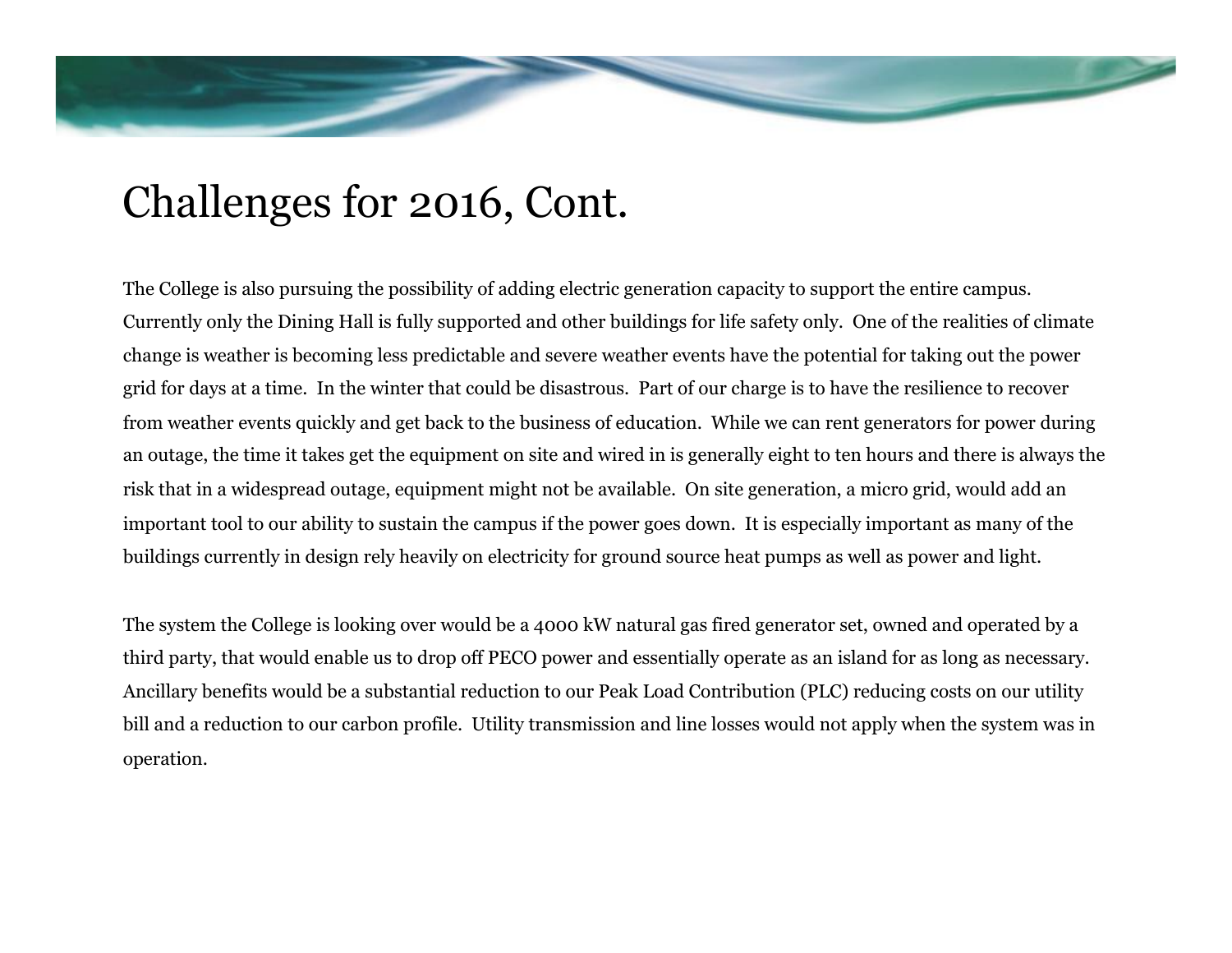# Challenges for 2016, Cont.

The College is also pursuing the possibility of adding electric generation capacity to support the entire campus. Currently only the Dining Hall is fully supported and other buildings for life safety only. One of the realities of climate change is weather is becoming less predictable and severe weather events have the potential for taking out the power grid for days at a time. In the winter that could be disastrous. Part of our charge is to have the resilience to recover from weather events quickly and get back to the business of education. While we can rent generators for power during an outage, the time it takes get the equipment on site and wired in is generally eight to ten hours and there is always the risk that in a widespread outage, equipment might not be available. On site generation, a micro grid, would add an important tool to our ability to sustain the campus if the power goes down. It is especially important as many of the buildings currently in design rely heavily on electricity for ground source heat pumps as well as power and light.

The system the College is looking over would be a 4000 kW natural gas fired generator set, owned and operated by a third party, that would enable us to drop off PECO power and essentially operate as an island for as long as necessary. Ancillary benefits would be a substantial reduction to our Peak Load Contribution (PLC) reducing costs on our utility bill and a reduction to our carbon profile. Utility transmission and line losses would not apply when the system was in operation.